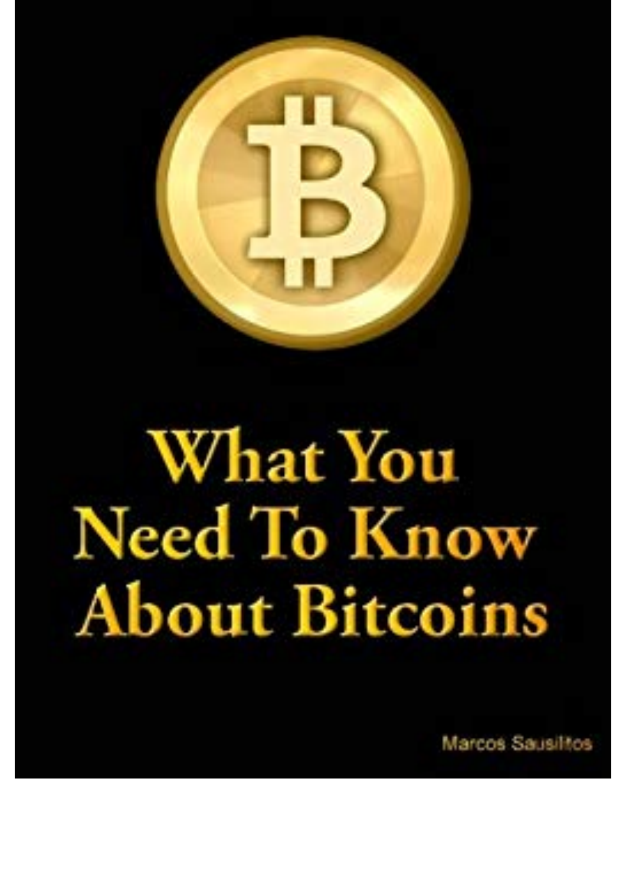# What You Need To Know About Bitcoins

Marcos Sausiltos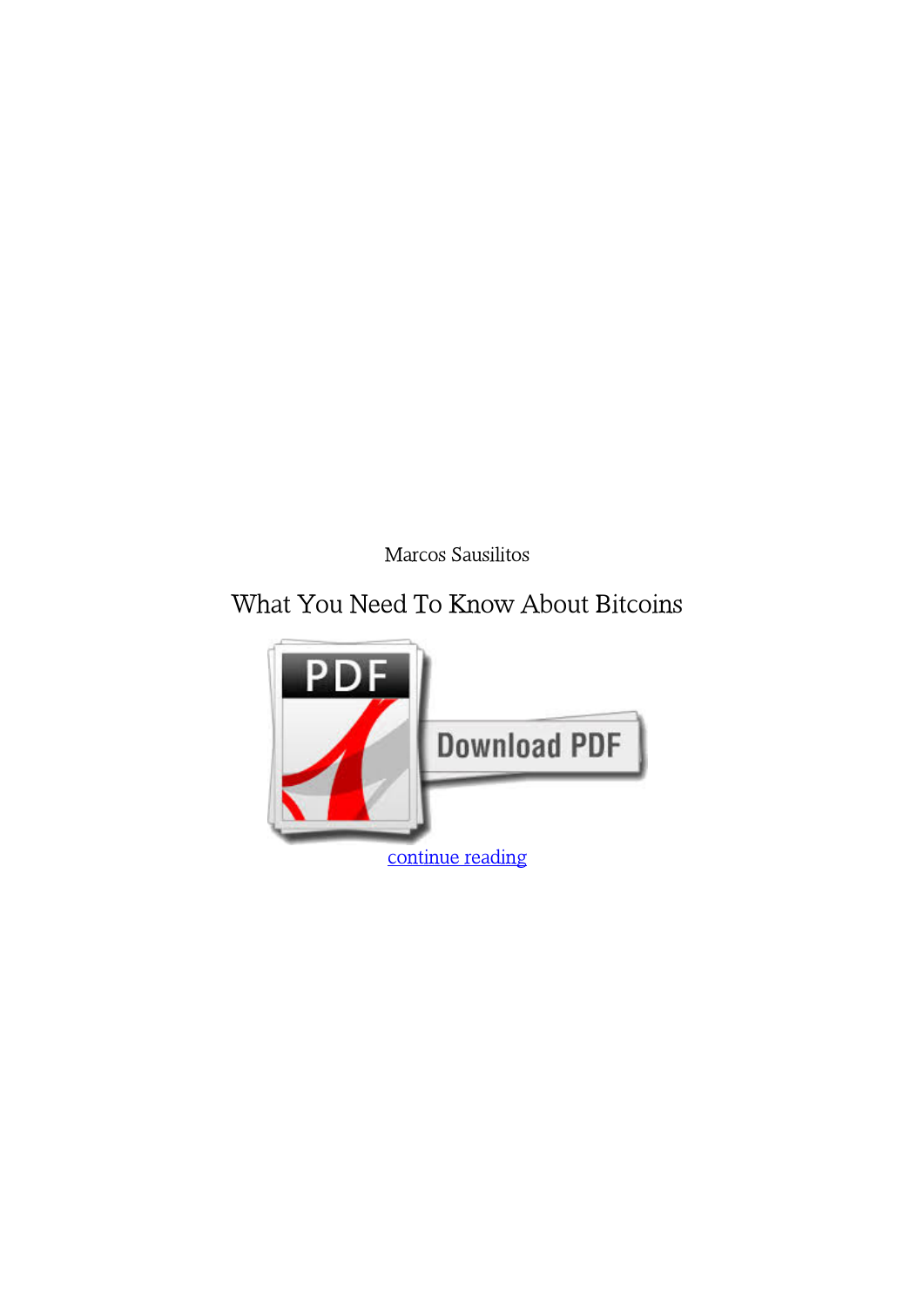Marcos Sausilitos

# What You Need To Know About Bitcoins

continue reading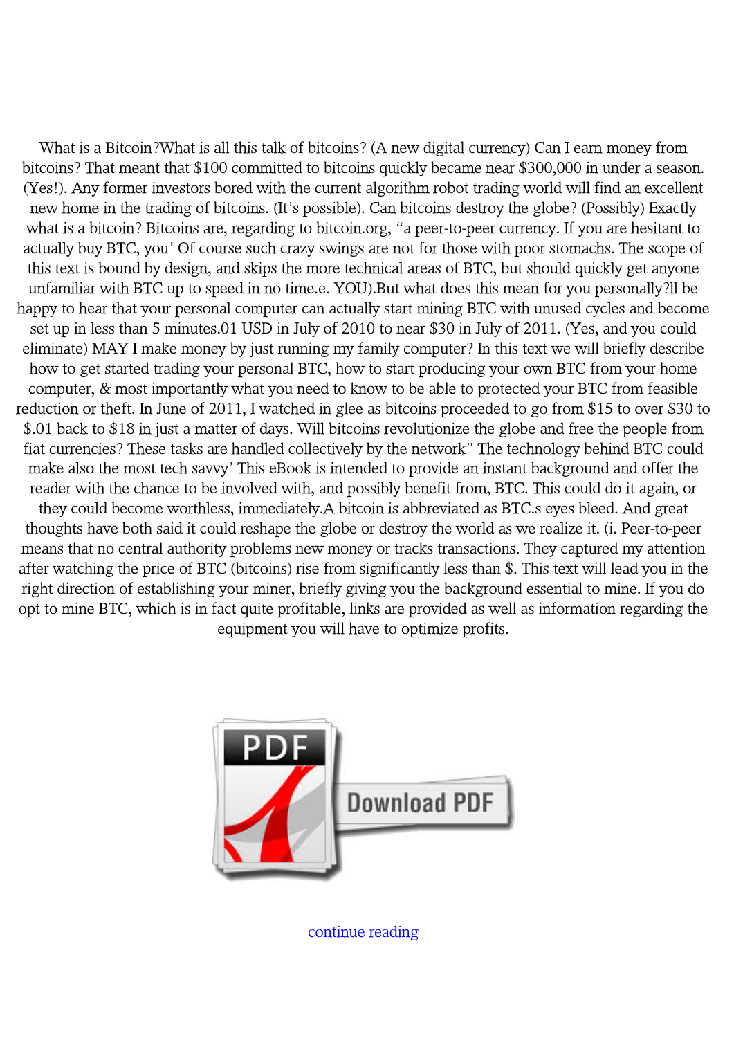What is a Bitcoin?What is all this talk of bitcoins? (A new digital currency) Can I earn money from bitcoins? That meant that $100 committed to bitcoins quickly became near $300,000 in under a season. (Yes!). Any former investors bored with the current algorithm robot trading world will find an excellent new home in the trading of bitcoins. (It's possible). Can bitcoins destroy the globe? (Possibly) Exactly what is a bitcoin? Bitcoins are, regarding to bitcoin.org, "a peer-to-peer currency. If you are hesitant to actually buy BTC, you' Of course such crazy swings are not for those with poor stomachs. The scope of this text is bound by design, and skips the more technical areas of BTC, but should quickly get anyone unfamiliar with BTC up to speed in no time.e. YOU).But what does this mean for you personally?ll be happy to hear that your personal computer can actually start mining BTC with unused cycles and become set up in less than 5 minutes.01 USD in July of 2010 to near $30 in July of 2011. (Yes, and you could eliminate) MAY I make money by just running my family computer? In this text we will briefly describe how to get started trading your personal BTC, how to start producing your own BTC from your home computer, & most importantly what you need to know to be able to protected your BTC from feasible reduction or theft. In June of 2011, I watched in glee as bitcoins proceeded to go from $15 to over $30 to $.01 back to $18 in just a matter of days. Will bitcoins revolutionize the globe and free the people from fiat currencies? These tasks are handled collectively by the network" The technology behind BTC could make also the most tech savvy' This eBook is intended to provide an instant background and offer the reader with the chance to be involved with, and possibly benefit from, BTC. This could do it again, or they could become worthless, immediately.A bitcoin is abbreviated as BTC.s eyes bleed. And great thoughts have both said it could reshape the globe or destroy the world as we realize it. (i. Peer-to-peer means that no central authority problems new money or tracks transactions. They captured my attention after watching the price of BTC (bitcoins) rise from significantly less than $. This text will lead you in the right direction of establishing your miner, briefly giving you the background essential to mine. If you do opt to mine BTC, which is in fact quite profitable, links are provided as well as information regarding the equipment you will have to optimize profits.

PDF Download PDF

continue reading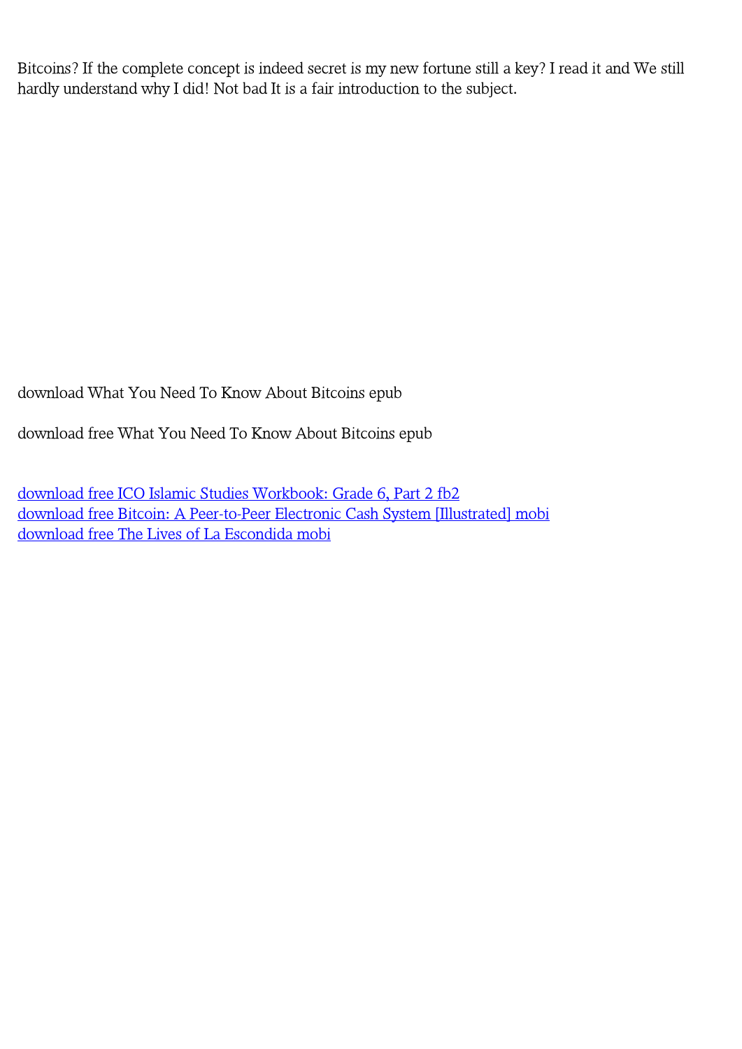Bitcoins? If the complete concept is indeed secret is my new fortune still a key? I read it and We still hardly understand why I did! Not bad It is a fair introduction to the subject.

download What You Need To Know About Bitcoins epub

download free What You Need To Know About Bitcoins epub

download free ICO Islamic Studies Workbook: Grade 6, Part 2 fb2
download free Bitcoin: A Peer-to-Peer Electronic Cash System [Illustrated] mobi
download free The Lives of La Escondida mobi